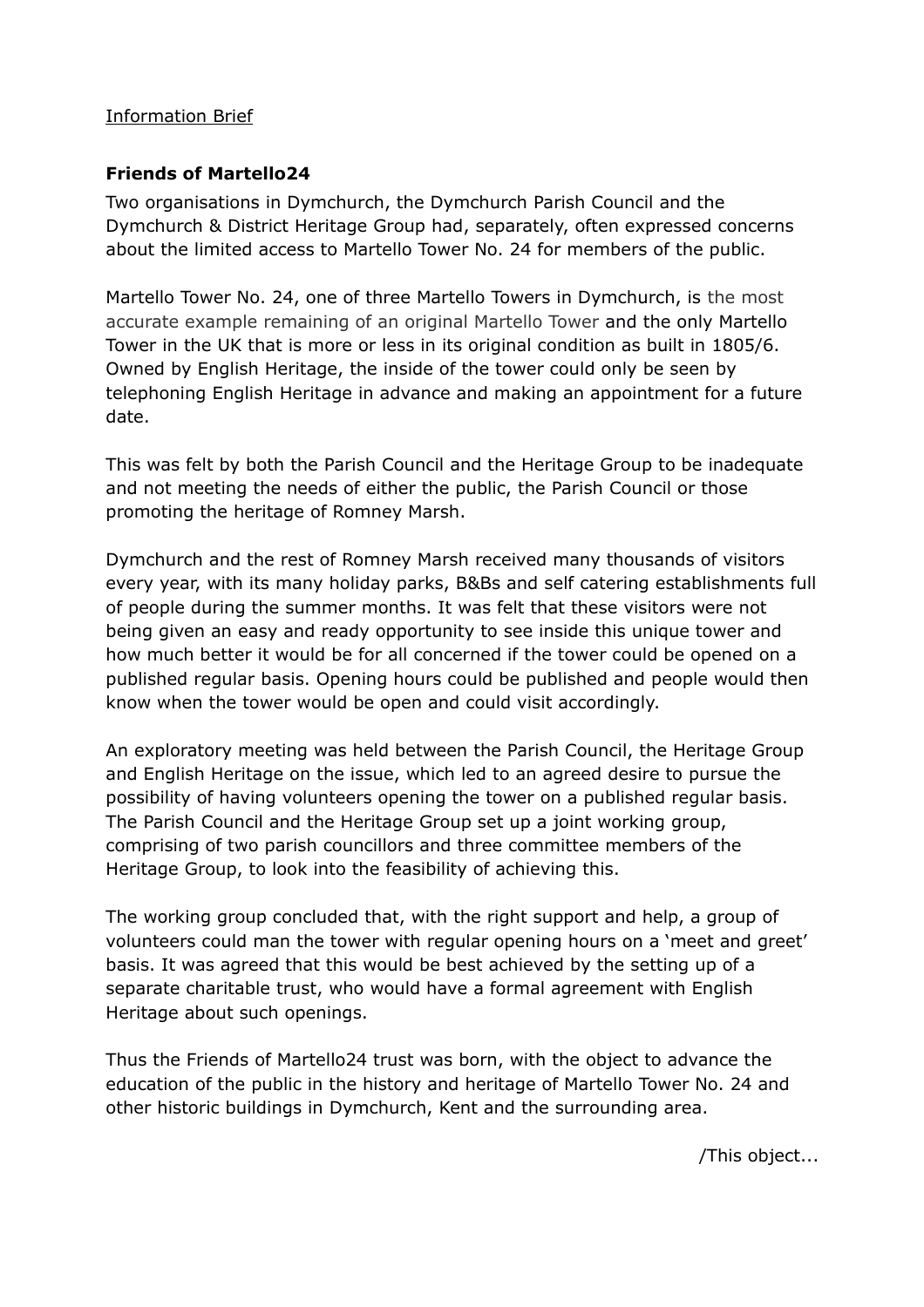Information Brief

**Friends of Martello24**

Two organisations in Dymchurch, the Dymchurch Parish Council and the Dymchurch & District Heritage Group had, separately, often expressed concerns about the limited access to Martello Tower No. 24 for members of the public.

Martello Tower No. 24, one of three Martello Towers in Dymchurch, is the most accurate example remaining of an original Martello Tower and the only Martello Tower in the UK that is more or less in its original condition as built in 1805/6. Owned by English Heritage, the inside of the tower could only be seen by telephoning English Heritage in advance and making an appointment for a future date.

This was felt by both the Parish Council and the Heritage Group to be inadequate and not meeting the needs of either the public, the Parish Council or those promoting the heritage of Romney Marsh.

Dymchurch and the rest of Romney Marsh received many thousands of visitors every year, with its many holiday parks, B&Bs and self catering establishments full of people during the summer months. It was felt that these visitors were not being given an easy and ready opportunity to see inside this unique tower and how much better it would be for all concerned if the tower could be opened on a published regular basis. Opening hours could be published and people would then know when the tower would be open and could visit accordingly.

An exploratory meeting was held between the Parish Council, the Heritage Group and English Heritage on the issue, which led to an agreed desire to pursue the possibility of having volunteers opening the tower on a published regular basis. The Parish Council and the Heritage Group set up a joint working group, comprising of two parish councillors and three committee members of the Heritage Group, to look into the feasibility of achieving this.

The working group concluded that, with the right support and help, a group of volunteers could man the tower with regular opening hours on a 'meet and greet' basis. It was agreed that this would be best achieved by the setting up of a separate charitable trust, who would have a formal agreement with English Heritage about such openings.

Thus the Friends of Martello24 trust was born, with the object to advance the education of the public in the history and heritage of Martello Tower No. 24 and other historic buildings in Dymchurch, Kent and the surrounding area.

/This object...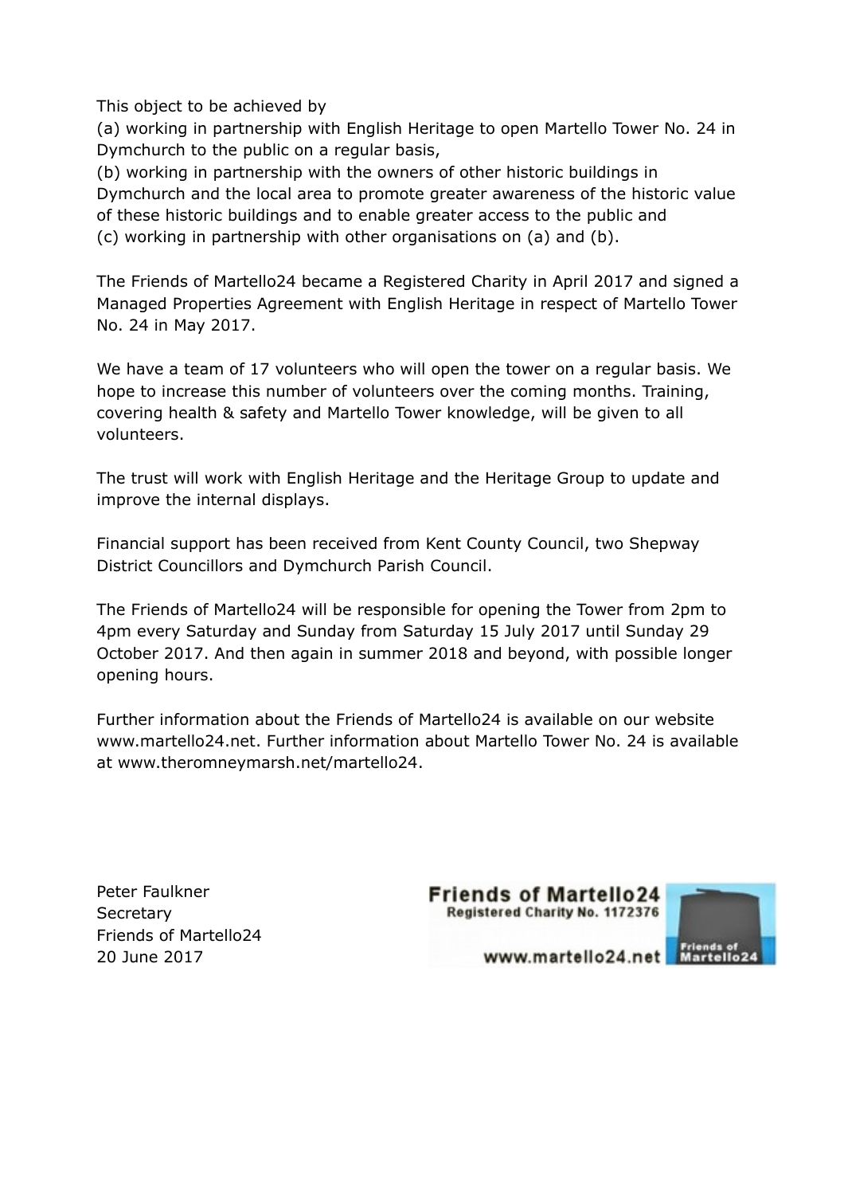This object to be achieved by
(a) working in partnership with English Heritage to open Martello Tower No. 24 in Dymchurch to the public on a regular basis,
(b) working in partnership with the owners of other historic buildings in Dymchurch and the local area to promote greater awareness of the historic value of these historic buildings and to enable greater access to the public and
(c) working in partnership with other organisations on (a) and (b).

The Friends of Martello24 became a Registered Charity in April 2017 and signed a Managed Properties Agreement with English Heritage in respect of Martello Tower No. 24 in May 2017.

We have a team of 17 volunteers who will open the tower on a regular basis. We hope to increase this number of volunteers over the coming months. Training, covering health & safety and Martello Tower knowledge, will be given to all volunteers.

The trust will work with English Heritage and the Heritage Group to update and improve the internal displays.

Financial support has been received from Kent County Council, two Shepway District Councillors and Dymchurch Parish Council.

The Friends of Martello24 will be responsible for opening the Tower from 2pm to 4pm every Saturday and Sunday from Saturday 15 July 2017 until Sunday 29 October 2017. And then again in summer 2018 and beyond, with possible longer opening hours.

Further information about the Friends of Martello24 is available on our website www.martello24.net. Further information about Martello Tower No. 24 is available at www.theromneymarsh.net/martello24.

Peter Faulkner
Secretary
Friends of Martello24
20 June 2017

**Friends of Martello24**
Registered Charity No. 1172376
www.martello24.net